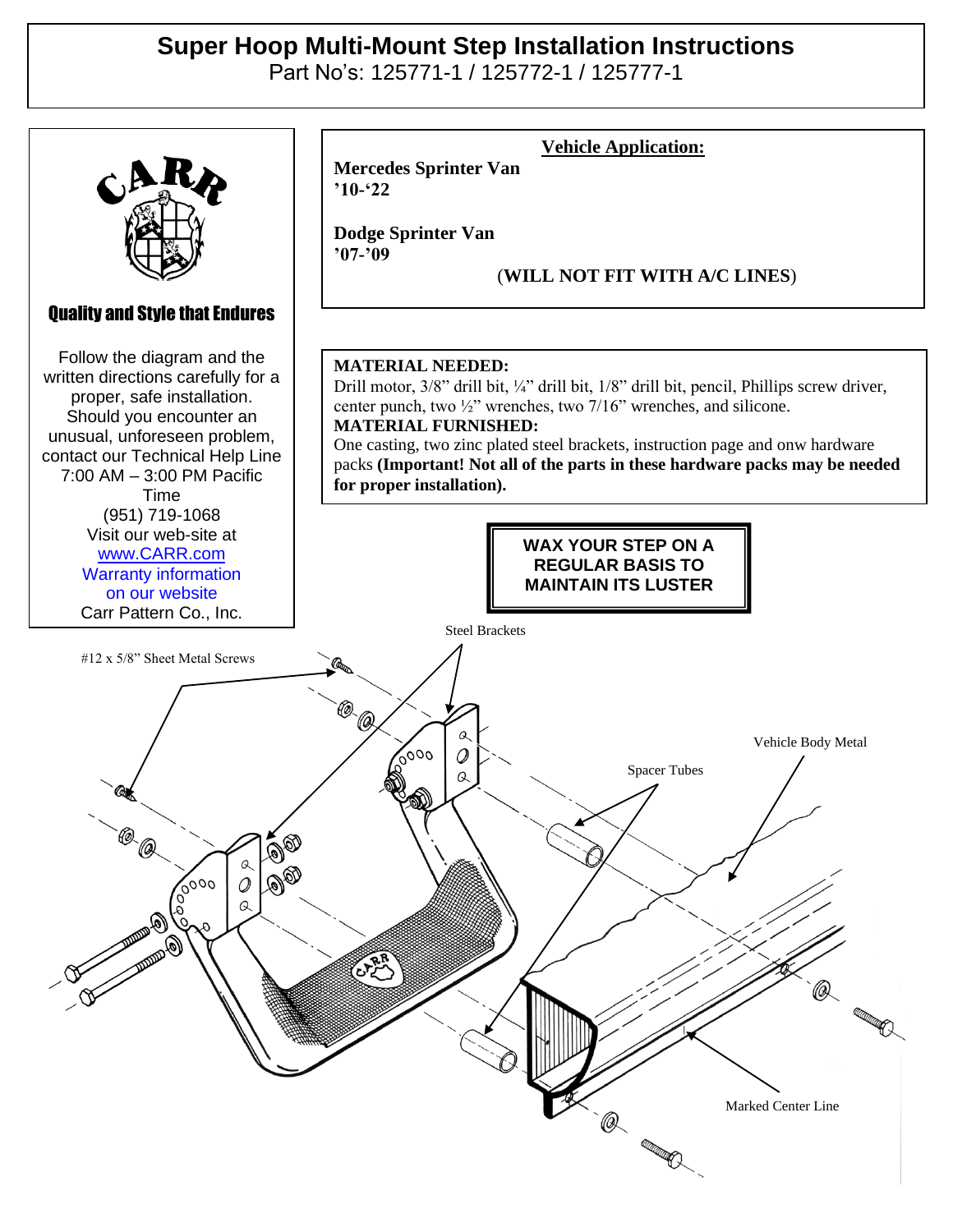# Super Hoop Multi-Mount Step Installation Instructions

Part No's: 125771-1 / 125772-1 / 125777-1

CARR

**Quality and Style that Endures**

Follow the diagram and the written directions carefully for a proper, safe installation. Should you encounter an unusual, unforeseen problem, contact our Technical Help Line 7:00 AM – 3:00 PM Pacific Time (951) 719-1068 Visit our web-site at www.CARR.com Warranty information on our website Carr Pattern Co., Inc.

**Vehicle Application:**

**Mercedes Sprinter Van '10-'22**

**Dodge Sprinter Van '07-'09**

(**WILL NOT FIT WITH A/C LINES**)

**MATERIAL NEEDED:**
Drill motor, 3/8" drill bit, ¼" drill bit, 1/8" drill bit, pencil, Phillips screw driver, center punch, two ½" wrenches, two 7/16" wrenches, and silicone.

**MATERIAL FURNISHED:**
One casting, two zinc plated steel brackets, instruction page and onw hardware packs **(Important! Not all of the parts in these hardware packs may be needed for proper installation).**

**WAX YOUR STEP ON A REGULAR BASIS TO MAINTAIN ITS LUSTER**

Steel Brackets

#12 x 5/8" Sheet Metal Screws

Vehicle Body Metal

Spacer Tubes

Marked Center Line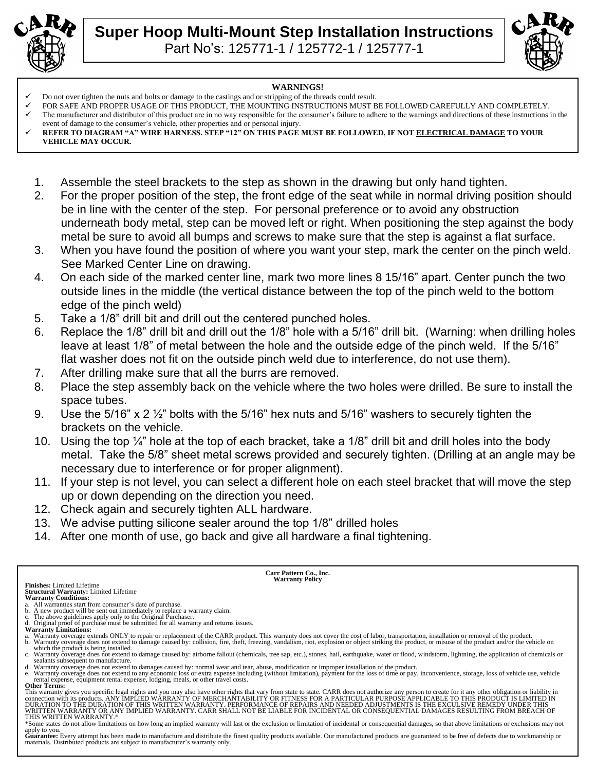# Super Hoop Multi-Mount Step Installation Instructions

Part No's: 125771-1 / 125772-1 / 125777-1

**WARNINGS!**

- ✓ Do not over tighten the nuts and bolts or damage to the castings and or stripping of the threads could result.
- ✓ FOR SAFE AND PROPER USAGE OF THIS PRODUCT, THE MOUNTING INSTRUCTIONS MUST BE FOLLOWED CAREFULLY AND COMPLETELY.
- ✓ The manufacturer and distributor of this product are in no way responsible for the consumer's failure to adhere to the warnings and directions of these instructions in the event of damage to the consumer's vehicle, other properties and or personal injury.
- ✓ **REFER TO DIAGRAM "A" WIRE HARNESS. STEP "12" ON THIS PAGE MUST BE FOLLOWED, IF NOT ELECTRICAL DAMAGE TO YOUR VEHICLE MAY OCCUR.**

1. Assemble the steel brackets to the step as shown in the drawing but only hand tighten.
2. For the proper position of the step, the front edge of the seat while in normal driving position should be in line with the center of the step. For personal preference or to avoid any obstruction underneath body metal, step can be moved left or right. When positioning the step against the body metal be sure to avoid all bumps and screws to make sure that the step is against a flat surface.
3. When you have found the position of where you want your step, mark the center on the pinch weld. See Marked Center Line on drawing.
4. On each side of the marked center line, mark two more lines 8 15/16" apart. Center punch the two outside lines in the middle (the vertical distance between the top of the pinch weld to the bottom edge of the pinch weld)
5. Take a 1/8" drill bit and drill out the centered punched holes.
6. Replace the 1/8" drill bit and drill out the 1/8" hole with a 5/16" drill bit. (Warning: when drilling holes leave at least 1/8" of metal between the hole and the outside edge of the pinch weld. If the 5/16" flat washer does not fit on the outside pinch weld due to interference, do not use them).
7. After drilling make sure that all the burrs are removed.
8. Place the step assembly back on the vehicle where the two holes were drilled. Be sure to install the space tubes.
9. Use the 5/16" x 2 ½" bolts with the 5/16" hex nuts and 5/16" washers to securely tighten the brackets on the vehicle.
10. Using the top ¼" hole at the top of each bracket, take a 1/8" drill bit and drill holes into the body metal. Take the 5/8" sheet metal screws provided and securely tighten. (Drilling at an angle may be necessary due to interference or for proper alignment).
11. If your step is not level, you can select a different hole on each steel bracket that will move the step up or down depending on the direction you need.
12. Check again and securely tighten ALL hardware.
13. We advise putting silicone sealer around the top 1/8" drilled holes
14. After one month of use, go back and give all hardware a final tightening.

**Carr Pattern Co., Inc.**
**Warranty Policy**

**Finishes:** Limited Lifetime
**Structural Warranty:** Limited Lifetime
**Warranty Conditions:**

a. All warranties start from consumer's date of purchase.
b. A new product will be sent out immediately to replace a warranty claim.
c. The above guidelines apply only to the Original Purchaser.
d. Original proof of purchase must be submitted for all warranty and returns issues.

**Warranty Limitations:**

a. Warranty coverage extends ONLY to repair or replacement of the CARR product. This warranty does not cover the cost of labor, transportation, installation or removal of the product.
b. Warranty coverage does not extend to damage caused by: collision, fire, theft, freezing, vandalism, riot, explosion or object striking the product, or misuse of the product and/or the vehicle on which the product is being installed.
c. Warranty coverage does not extend to damage caused by: airborne fallout (chemicals, tree sap, etc.), stones, hail, earthquake, water or flood, windstorm, lightning, the application of chemicals or sealants subsequent to manufacture.
d. Warranty coverage does not extend to damages caused by: normal wear and tear, abuse, modification or improper installation of the product.
e. Warranty coverage does not extend to any economic loss or extra expense including (without limitation), payment for the loss of time or pay, inconvenience, storage, loss of vehicle use, vehicle rental expense, equipment rental expense, lodging, meals, or other travel costs.

**Other Terms:**
This warranty gives you specific legal rights and you may also have other rights that vary from state to state. CARR does not authorize any person to create for it any other obligation or liability in connection with its products. ANY IMPLIED WARRANTY OF MERCHANTABILITY OR FITNESS FOR A PARTICULAR PURPOSE APPLICABLE TO THIS PRODUCT IS LIMITED IN DURATION TO THE DURATION OF THIS WRITTEN WARRANTY. PERFORMANCE OF REPAIRS AND NEEDED ADJUSTMENTS IS THE EXCULSIVE REMEDY UNDER THIS WRITTEN WARRANTY OR ANY IMPLIED WARRANTY. CARR SHALL NOT BE LIABLE FOR INCIDENTAL OR CONSEQUENTIAL DAMAGES RESULTING FROM BREACH OF THIS WRITTEN WARRANTY.*
*Some states do not allow limitations on how long an implied warranty will last or the exclusion or limitation of incidental or consequential damages, so that above limitations or exclusions may not apply to you.
**Guarantee:** Every attempt has been made to manufacture and distribute the finest quality products available. Our manufactured products are guaranteed to be free of defects due to workmanship or materials. Distributed products are subject to manufacturer's warranty only.